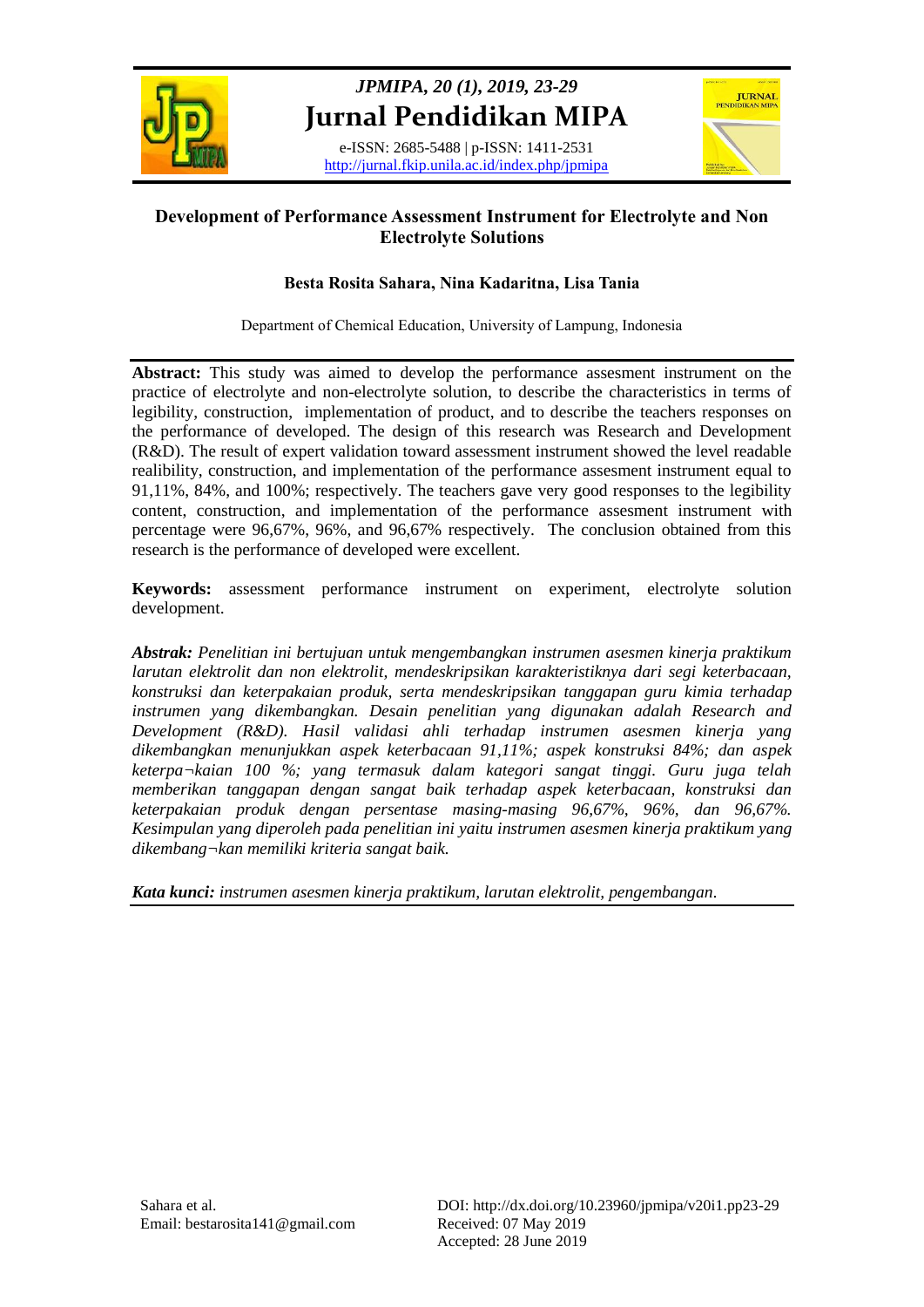# Development of Performance Assessment Instrument for Electrolyte and Non Electrolyte Solutions

**Besta Rosita Sahara, Nina Kadaritna, Lisa Tania**

Department of Chemical Education, University of Lampung, Indonesia

---

**Abstract:** This study was aimed to develop the performance assesment instrument on the practice of electrolyte and non-electrolyte solution, to describe the characteristics in terms of legibility, construction, implementation of product, and to describe the teachers responses on the performance of developed. The design of this research was Research and Development (R&D). The result of expert validation toward assessment instrument showed the level readable realibility, construction, and implementation of the performance assesment instrument equal to 91,11%, 84%, and 100%; respectively. The teachers gave very good responses to the legibility content, construction, and implementation of the performance assesment instrument with percentage were 96,67%, 96%, and 96,67% respectively. The conclusion obtained from this research is the performance of developed were excellent.

**Keywords:** assessment performance instrument on experiment, electrolyte solution development.

***Abstrak:*** *Penelitian ini bertujuan untuk mengembangkan instrumen asesmen kinerja praktikum larutan elektrolit dan non elektrolit, mendeskripsikan karakteristiknya dari segi keterbacaan, konstruksi dan keterpakaian produk, serta mendeskripsikan tanggapan guru kimia terhadap instrumen yang dikembangkan. Desain penelitian yang digunakan adalah Research and Development (R&D). Hasil validasi ahli terhadap instrumen asesmen kinerja yang dikembangkan menunjukkan aspek keterbacaan 91,11%; aspek konstruksi 84%; dan aspek keterpa¬kaian 100 %; yang termasuk dalam kategori sangat tinggi. Guru juga telah memberikan tanggapan dengan sangat baik terhadap aspek keterbacaan, konstruksi dan keterpakaian produk dengan persentase masing-masing 96,67%, 96%, dan 96,67%. Kesimpulan yang diperoleh pada penelitian ini yaitu instrumen asesmen kinerja praktikum yang dikembang¬kan memiliki kriteria sangat baik.*

***Kata kunci:*** *instrumen asesmen kinerja praktikum, larutan elektrolit, pengembangan.*

---

Sahara et al.
Email: bestarosita141@gmail.com

DOI: http://dx.doi.org/10.23960/jpmipa/v20i1.pp23-29
Received: 07 May 2019
Accepted: 28 June 2019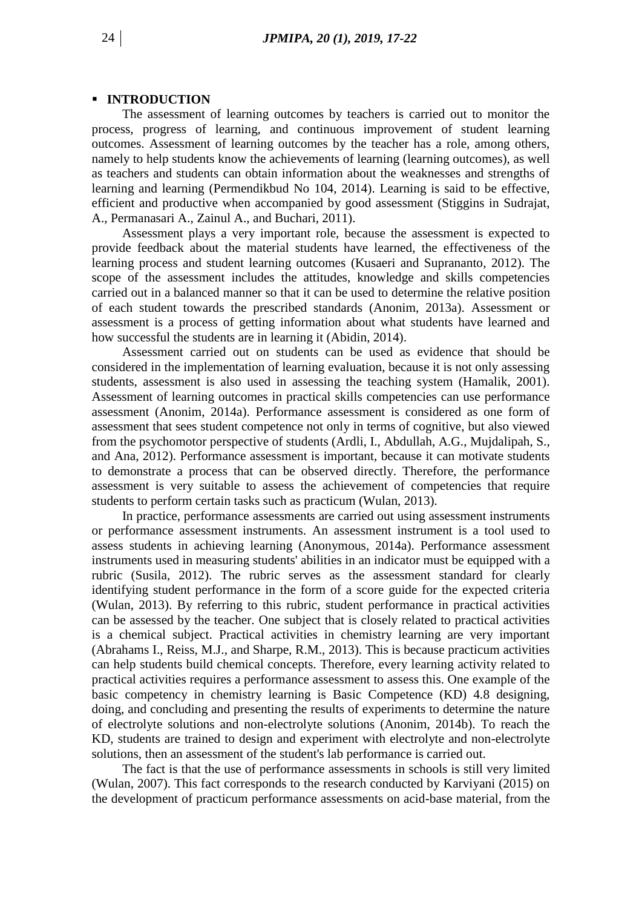## INTRODUCTION

The assessment of learning outcomes by teachers is carried out to monitor the process, progress of learning, and continuous improvement of student learning outcomes. Assessment of learning outcomes by the teacher has a role, among others, namely to help students know the achievements of learning (learning outcomes), as well as teachers and students can obtain information about the weaknesses and strengths of learning and learning (Permendikbud No 104, 2014). Learning is said to be effective, efficient and productive when accompanied by good assessment (Stiggins in Sudrajat, A., Permanasari A., Zainul A., and Buchari, 2011).

Assessment plays a very important role, because the assessment is expected to provide feedback about the material students have learned, the effectiveness of the learning process and student learning outcomes (Kusaeri and Suprananto, 2012). The scope of the assessment includes the attitudes, knowledge and skills competencies carried out in a balanced manner so that it can be used to determine the relative position of each student towards the prescribed standards (Anonim, 2013a). Assessment or assessment is a process of getting information about what students have learned and how successful the students are in learning it (Abidin, 2014).

Assessment carried out on students can be used as evidence that should be considered in the implementation of learning evaluation, because it is not only assessing students, assessment is also used in assessing the teaching system (Hamalik, 2001). Assessment of learning outcomes in practical skills competencies can use performance assessment (Anonim, 2014a). Performance assessment is considered as one form of assessment that sees student competence not only in terms of cognitive, but also viewed from the psychomotor perspective of students (Ardli, I., Abdullah, A.G., Mujdalipah, S., and Ana, 2012). Performance assessment is important, because it can motivate students to demonstrate a process that can be observed directly. Therefore, the performance assessment is very suitable to assess the achievement of competencies that require students to perform certain tasks such as practicum (Wulan, 2013).

In practice, performance assessments are carried out using assessment instruments or performance assessment instruments. An assessment instrument is a tool used to assess students in achieving learning (Anonymous, 2014a). Performance assessment instruments used in measuring students' abilities in an indicator must be equipped with a rubric (Susila, 2012). The rubric serves as the assessment standard for clearly identifying student performance in the form of a score guide for the expected criteria (Wulan, 2013). By referring to this rubric, student performance in practical activities can be assessed by the teacher. One subject that is closely related to practical activities is a chemical subject. Practical activities in chemistry learning are very important (Abrahams I., Reiss, M.J., and Sharpe, R.M., 2013). This is because practicum activities can help students build chemical concepts. Therefore, every learning activity related to practical activities requires a performance assessment to assess this. One example of the basic competency in chemistry learning is Basic Competence (KD) 4.8 designing, doing, and concluding and presenting the results of experiments to determine the nature of electrolyte solutions and non-electrolyte solutions (Anonim, 2014b). To reach the KD, students are trained to design and experiment with electrolyte and non-electrolyte solutions, then an assessment of the student's lab performance is carried out.

The fact is that the use of performance assessments in schools is still very limited (Wulan, 2007). This fact corresponds to the research conducted by Karviyani (2015) on the development of practicum performance assessments on acid-base material, from the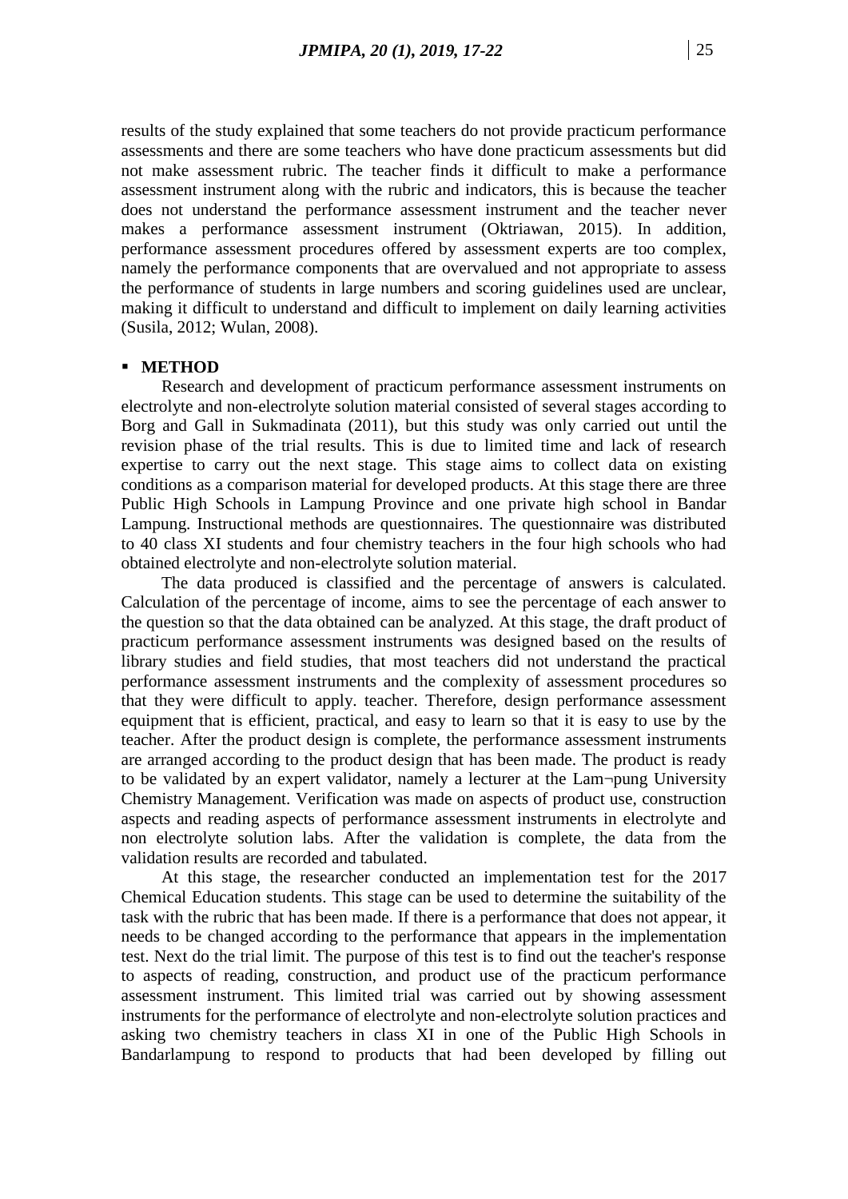results of the study explained that some teachers do not provide practicum performance assessments and there are some teachers who have done practicum assessments but did not make assessment rubric. The teacher finds it difficult to make a performance assessment instrument along with the rubric and indicators, this is because the teacher does not understand the performance assessment instrument and the teacher never makes a performance assessment instrument (Oktriawan, 2015). In addition, performance assessment procedures offered by assessment experts are too complex, namely the performance components that are overvalued and not appropriate to assess the performance of students in large numbers and scoring guidelines used are unclear, making it difficult to understand and difficult to implement on daily learning activities (Susila, 2012; Wulan, 2008).

## ▪ METHOD

Research and development of practicum performance assessment instruments on electrolyte and non-electrolyte solution material consisted of several stages according to Borg and Gall in Sukmadinata (2011), but this study was only carried out until the revision phase of the trial results. This is due to limited time and lack of research expertise to carry out the next stage. This stage aims to collect data on existing conditions as a comparison material for developed products. At this stage there are three Public High Schools in Lampung Province and one private high school in Bandar Lampung. Instructional methods are questionnaires. The questionnaire was distributed to 40 class XI students and four chemistry teachers in the four high schools who had obtained electrolyte and non-electrolyte solution material.

The data produced is classified and the percentage of answers is calculated. Calculation of the percentage of income, aims to see the percentage of each answer to the question so that the data obtained can be analyzed. At this stage, the draft product of practicum performance assessment instruments was designed based on the results of library studies and field studies, that most teachers did not understand the practical performance assessment instruments and the complexity of assessment procedures so that they were difficult to apply. teacher. Therefore, design performance assessment equipment that is efficient, practical, and easy to learn so that it is easy to use by the teacher. After the product design is complete, the performance assessment instruments are arranged according to the product design that has been made. The product is ready to be validated by an expert validator, namely a lecturer at the Lam¬pung University Chemistry Management. Verification was made on aspects of product use, construction aspects and reading aspects of performance assessment instruments in electrolyte and non electrolyte solution labs. After the validation is complete, the data from the validation results are recorded and tabulated.

At this stage, the researcher conducted an implementation test for the 2017 Chemical Education students. This stage can be used to determine the suitability of the task with the rubric that has been made. If there is a performance that does not appear, it needs to be changed according to the performance that appears in the implementation test. Next do the trial limit. The purpose of this test is to find out the teacher's response to aspects of reading, construction, and product use of the practicum performance assessment instrument. This limited trial was carried out by showing assessment instruments for the performance of electrolyte and non-electrolyte solution practices and asking two chemistry teachers in class XI in one of the Public High Schools in Bandarlampung to respond to products that had been developed by filling out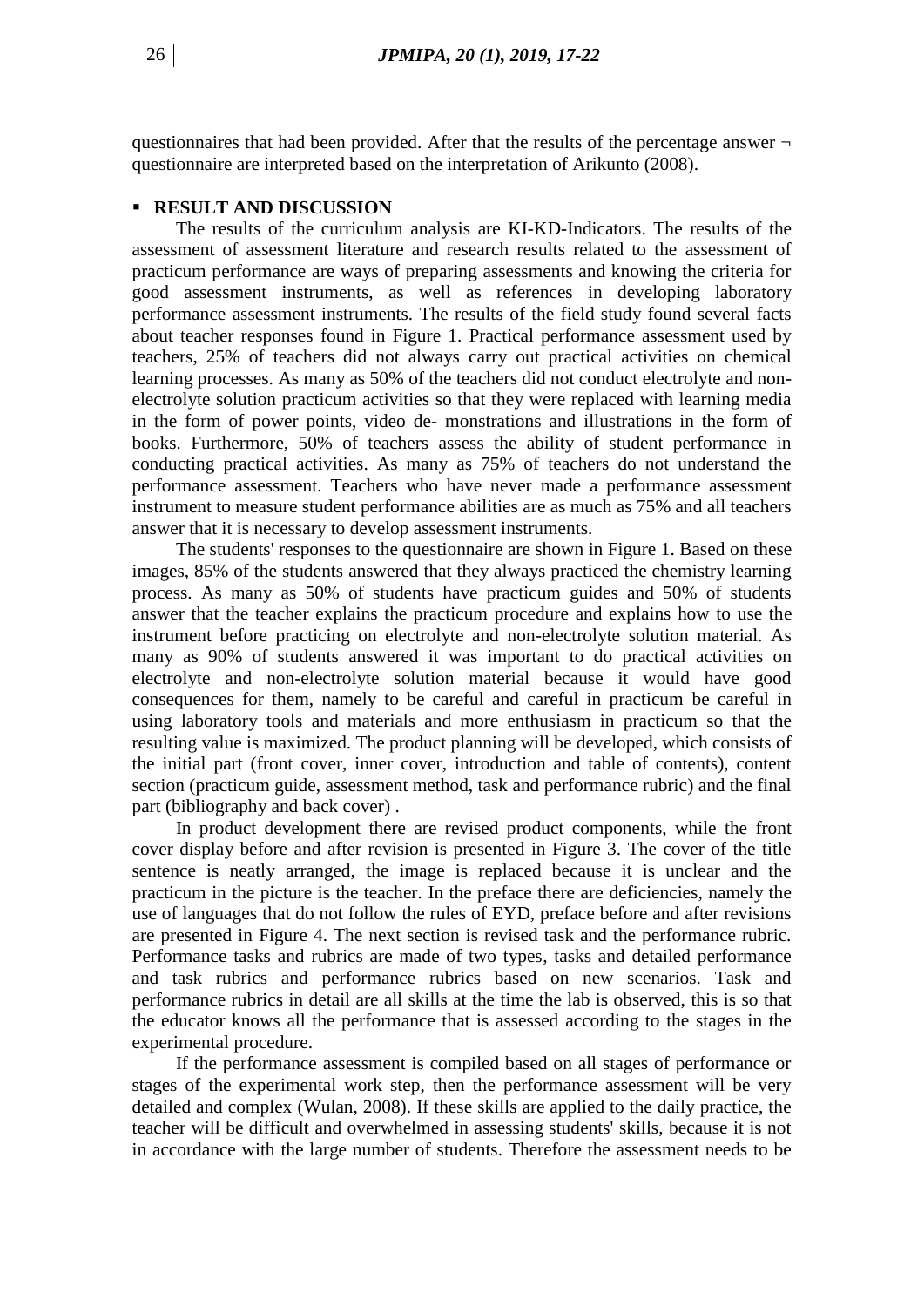questionnaires that had been provided. After that the results of the percentage answer ¬ questionnaire are interpreted based on the interpretation of Arikunto (2008).

## ▪ RESULT AND DISCUSSION

The results of the curriculum analysis are KI-KD-Indicators. The results of the assessment of assessment literature and research results related to the assessment of practicum performance are ways of preparing assessments and knowing the criteria for good assessment instruments, as well as references in developing laboratory performance assessment instruments. The results of the field study found several facts about teacher responses found in Figure 1. Practical performance assessment used by teachers, 25% of teachers did not always carry out practical activities on chemical learning processes. As many as 50% of the teachers did not conduct electrolyte and non-electrolyte solution practicum activities so that they were replaced with learning media in the form of power points, video de- monstrations and illustrations in the form of books. Furthermore, 50% of teachers assess the ability of student performance in conducting practical activities. As many as 75% of teachers do not understand the performance assessment. Teachers who have never made a performance assessment instrument to measure student performance abilities are as much as 75% and all teachers answer that it is necessary to develop assessment instruments.

The students' responses to the questionnaire are shown in Figure 1. Based on these images, 85% of the students answered that they always practiced the chemistry learning process. As many as 50% of students have practicum guides and 50% of students answer that the teacher explains the practicum procedure and explains how to use the instrument before practicing on electrolyte and non-electrolyte solution material. As many as 90% of students answered it was important to do practical activities on electrolyte and non-electrolyte solution material because it would have good consequences for them, namely to be careful and careful in practicum be careful in using laboratory tools and materials and more enthusiasm in practicum so that the resulting value is maximized. The product planning will be developed, which consists of the initial part (front cover, inner cover, introduction and table of contents), content section (practicum guide, assessment method, task and performance rubric) and the final part (bibliography and back cover) .

In product development there are revised product components, while the front cover display before and after revision is presented in Figure 3. The cover of the title sentence is neatly arranged, the image is replaced because it is unclear and the practicum in the picture is the teacher. In the preface there are deficiencies, namely the use of languages that do not follow the rules of EYD, preface before and after revisions are presented in Figure 4. The next section is revised task and the performance rubric. Performance tasks and rubrics are made of two types, tasks and detailed performance and task rubrics and performance rubrics based on new scenarios. Task and performance rubrics in detail are all skills at the time the lab is observed, this is so that the educator knows all the performance that is assessed according to the stages in the experimental procedure.

If the performance assessment is compiled based on all stages of performance or stages of the experimental work step, then the performance assessment will be very detailed and complex (Wulan, 2008). If these skills are applied to the daily practice, the teacher will be difficult and overwhelmed in assessing students' skills, because it is not in accordance with the large number of students. Therefore the assessment needs to be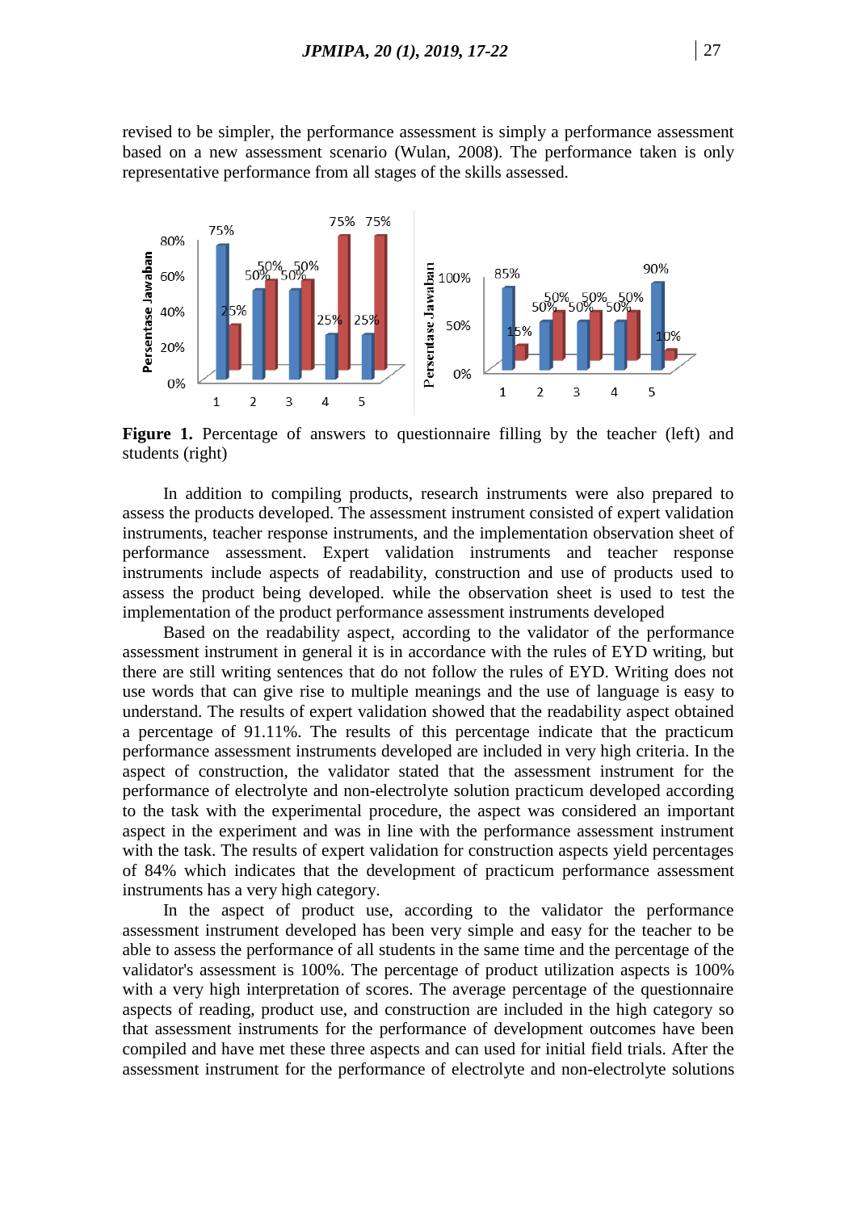revised to be simpler, the performance assessment is simply a performance assessment based on a new assessment scenario (Wulan, 2008). The performance taken is only representative performance from all stages of the skills assessed.

**Figure 1.** Percentage of answers to questionnaire filling by the teacher (left) and students (right)

In addition to compiling products, research instruments were also prepared to assess the products developed. The assessment instrument consisted of expert validation instruments, teacher response instruments, and the implementation observation sheet of performance assessment. Expert validation instruments and teacher response instruments include aspects of readability, construction and use of products used to assess the product being developed. while the observation sheet is used to test the implementation of the product performance assessment instruments developed

Based on the readability aspect, according to the validator of the performance assessment instrument in general it is in accordance with the rules of EYD writing, but there are still writing sentences that do not follow the rules of EYD. Writing does not use words that can give rise to multiple meanings and the use of language is easy to understand. The results of expert validation showed that the readability aspect obtained a percentage of 91.11%. The results of this percentage indicate that the practicum performance assessment instruments developed are included in very high criteria. In the aspect of construction, the validator stated that the assessment instrument for the performance of electrolyte and non-electrolyte solution practicum developed according to the task with the experimental procedure, the aspect was considered an important aspect in the experiment and was in line with the performance assessment instrument with the task. The results of expert validation for construction aspects yield percentages of 84% which indicates that the development of practicum performance assessment instruments has a very high category.

In the aspect of product use, according to the validator the performance assessment instrument developed has been very simple and easy for the teacher to be able to assess the performance of all students in the same time and the percentage of the validator's assessment is 100%. The percentage of product utilization aspects is 100% with a very high interpretation of scores. The average percentage of the questionnaire aspects of reading, product use, and construction are included in the high category so that assessment instruments for the performance of development outcomes have been compiled and have met these three aspects and can used for initial field trials. After the assessment instrument for the performance of electrolyte and non-electrolyte solutions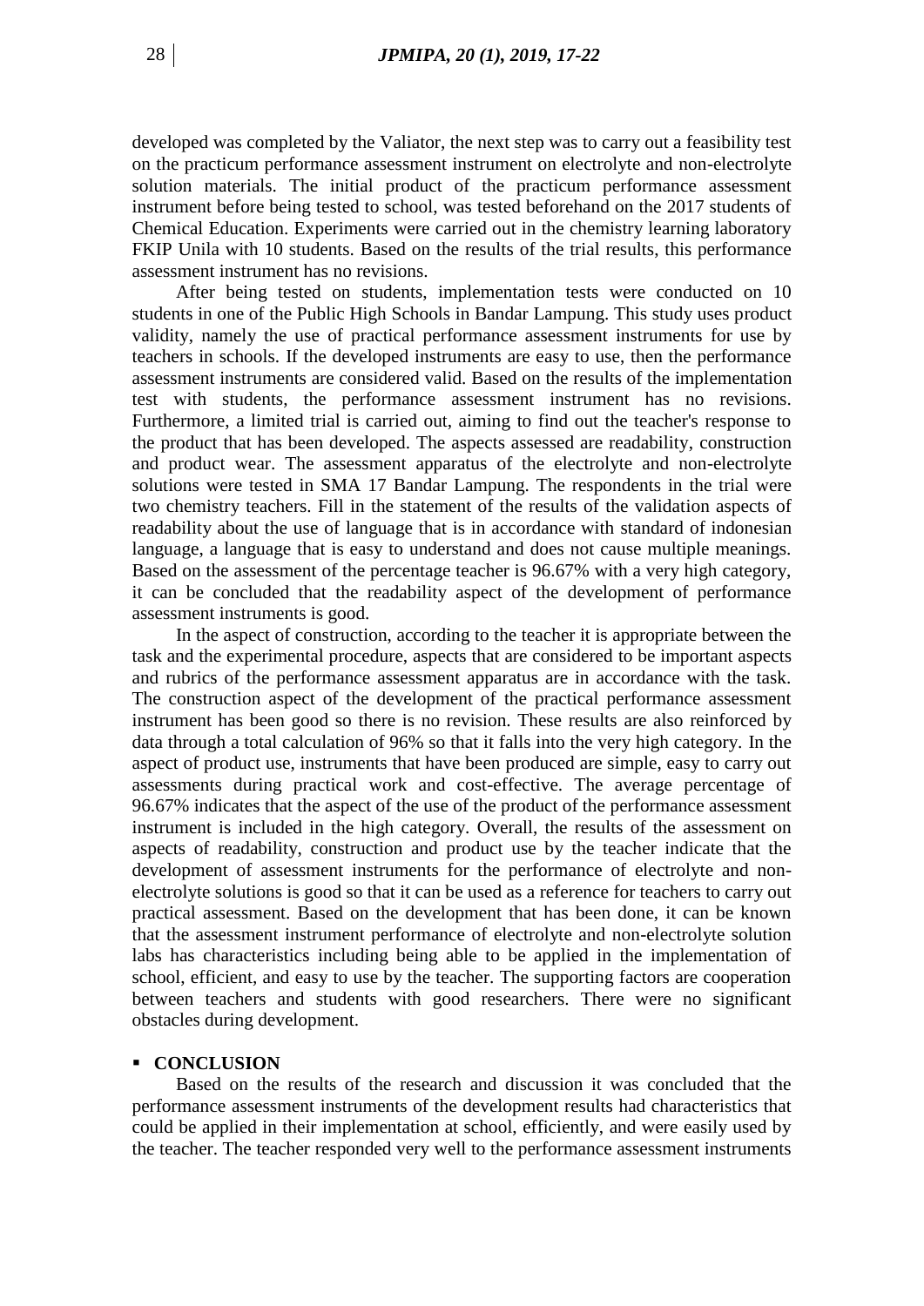developed was completed by the Valiator, the next step was to carry out a feasibility test on the practicum performance assessment instrument on electrolyte and non-electrolyte solution materials. The initial product of the practicum performance assessment instrument before being tested to school, was tested beforehand on the 2017 students of Chemical Education. Experiments were carried out in the chemistry learning laboratory FKIP Unila with 10 students. Based on the results of the trial results, this performance assessment instrument has no revisions.

After being tested on students, implementation tests were conducted on 10 students in one of the Public High Schools in Bandar Lampung. This study uses product validity, namely the use of practical performance assessment instruments for use by teachers in schools. If the developed instruments are easy to use, then the performance assessment instruments are considered valid. Based on the results of the implementation test with students, the performance assessment instrument has no revisions. Furthermore, a limited trial is carried out, aiming to find out the teacher's response to the product that has been developed. The aspects assessed are readability, construction and product wear. The assessment apparatus of the electrolyte and non-electrolyte solutions were tested in SMA 17 Bandar Lampung. The respondents in the trial were two chemistry teachers. Fill in the statement of the results of the validation aspects of readability about the use of language that is in accordance with standard of indonesian language, a language that is easy to understand and does not cause multiple meanings. Based on the assessment of the percentage teacher is 96.67% with a very high category, it can be concluded that the readability aspect of the development of performance assessment instruments is good.

In the aspect of construction, according to the teacher it is appropriate between the task and the experimental procedure, aspects that are considered to be important aspects and rubrics of the performance assessment apparatus are in accordance with the task. The construction aspect of the development of the practical performance assessment instrument has been good so there is no revision. These results are also reinforced by data through a total calculation of 96% so that it falls into the very high category. In the aspect of product use, instruments that have been produced are simple, easy to carry out assessments during practical work and cost-effective. The average percentage of 96.67% indicates that the aspect of the use of the product of the performance assessment instrument is included in the high category. Overall, the results of the assessment on aspects of readability, construction and product use by the teacher indicate that the development of assessment instruments for the performance of electrolyte and non-electrolyte solutions is good so that it can be used as a reference for teachers to carry out practical assessment. Based on the development that has been done, it can be known that the assessment instrument performance of electrolyte and non-electrolyte solution labs has characteristics including being able to be applied in the implementation of school, efficient, and easy to use by the teacher. The supporting factors are cooperation between teachers and students with good researchers. There were no significant obstacles during development.

## CONCLUSION

Based on the results of the research and discussion it was concluded that the performance assessment instruments of the development results had characteristics that could be applied in their implementation at school, efficiently, and were easily used by the teacher. The teacher responded very well to the performance assessment instruments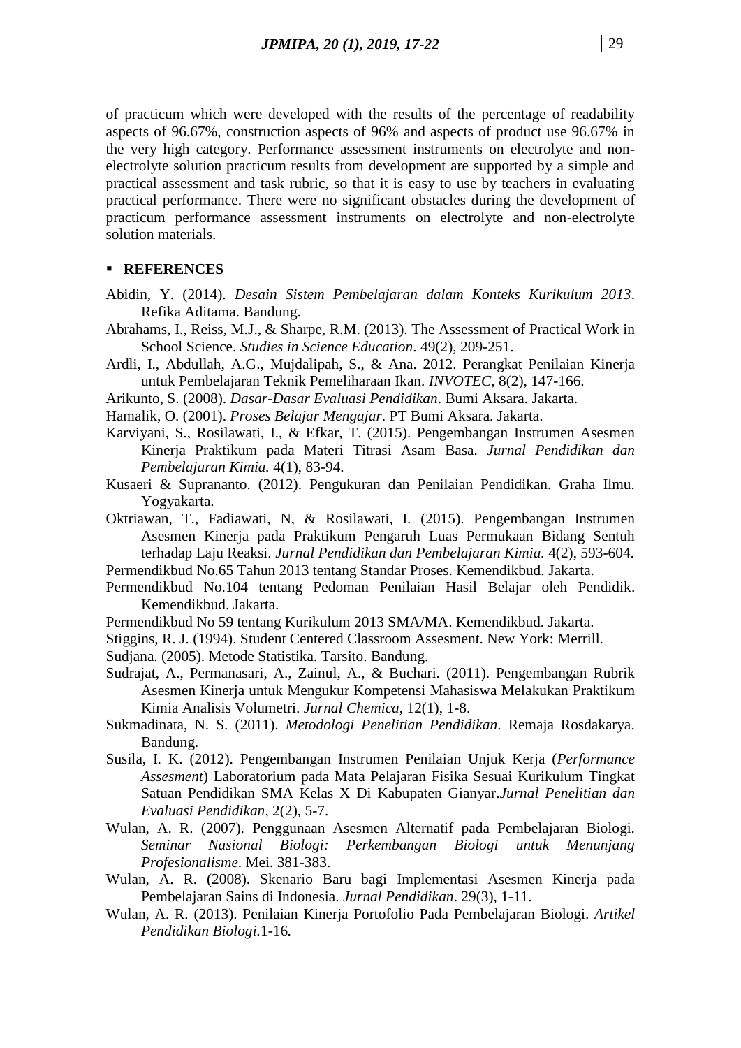of practicum which were developed with the results of the percentage of readability aspects of 96.67%, construction aspects of 96% and aspects of product use 96.67% in the very high category. Performance assessment instruments on electrolyte and non-electrolyte solution practicum results from development are supported by a simple and practical assessment and task rubric, so that it is easy to use by teachers in evaluating practical performance. There were no significant obstacles during the development of practicum performance assessment instruments on electrolyte and non-electrolyte solution materials.

## ▪ REFERENCES

Abidin, Y. (2014). *Desain Sistem Pembelajaran dalam Konteks Kurikulum 2013*. Refika Aditama. Bandung.

Abrahams, I., Reiss, M.J., & Sharpe, R.M. (2013). The Assessment of Practical Work in School Science. *Studies in Science Education*. 49(2), 209-251.

Ardli, I., Abdullah, A.G., Mujdalipah, S., & Ana. 2012. Perangkat Penilaian Kinerja untuk Pembelajaran Teknik Pemeliharaan Ikan. *INVOTEC,* 8(2), 147-166.

Arikunto, S. (2008). *Dasar-Dasar Evaluasi Pendidikan*. Bumi Aksara. Jakarta.

Hamalik, O. (2001). *Proses Belajar Mengajar*. PT Bumi Aksara. Jakarta.

Karviyani, S., Rosilawati, I., & Efkar, T. (2015). Pengembangan Instrumen Asesmen Kinerja Praktikum pada Materi Titrasi Asam Basa. *Jurnal Pendidikan dan Pembelajaran Kimia.* 4(1), 83-94.

Kusaeri & Suprananto. (2012). Pengukuran dan Penilaian Pendidikan. Graha Ilmu. Yogyakarta.

Oktriawan, T., Fadiawati, N, & Rosilawati, I. (2015). Pengembangan Instrumen Asesmen Kinerja pada Praktikum Pengaruh Luas Permukaan Bidang Sentuh terhadap Laju Reaksi. *Jurnal Pendidikan dan Pembelajaran Kimia.* 4(2), 593-604.

Permendikbud No.65 Tahun 2013 tentang Standar Proses. Kemendikbud. Jakarta.

Permendikbud No.104 tentang Pedoman Penilaian Hasil Belajar oleh Pendidik. Kemendikbud. Jakarta.

Permendikbud No 59 tentang Kurikulum 2013 SMA/MA. Kemendikbud. Jakarta.

Stiggins, R. J. (1994). Student Centered Classroom Assesment. New York: Merrill.

Sudjana. (2005). Metode Statistika. Tarsito. Bandung.

Sudrajat, A., Permanasari, A., Zainul, A., & Buchari. (2011). Pengembangan Rubrik Asesmen Kinerja untuk Mengukur Kompetensi Mahasiswa Melakukan Praktikum Kimia Analisis Volumetri. *Jurnal Chemica*, 12(1), 1-8.

Sukmadinata, N. S. (2011). *Metodologi Penelitian Pendidikan*. Remaja Rosdakarya. Bandung.

Susila, I. K. (2012). Pengembangan Instrumen Penilaian Unjuk Kerja (*Performance Assesment*) Laboratorium pada Mata Pelajaran Fisika Sesuai Kurikulum Tingkat Satuan Pendidikan SMA Kelas X Di Kabupaten Gianyar.*Jurnal Penelitian dan Evaluasi Pendidikan*, 2(2), 5-7.

Wulan, A. R. (2007). Penggunaan Asesmen Alternatif pada Pembelajaran Biologi. *Seminar Nasional Biologi: Perkembangan Biologi untuk Menunjang Profesionalisme*. Mei. 381-383.

Wulan, A. R. (2008). Skenario Baru bagi Implementasi Asesmen Kinerja pada Pembelajaran Sains di Indonesia. *Jurnal Pendidikan*. 29(3), 1-11.

Wulan, A. R. (2013). Penilaian Kinerja Portofolio Pada Pembelajaran Biologi. *Artikel Pendidikan Biologi.*1-16*.*